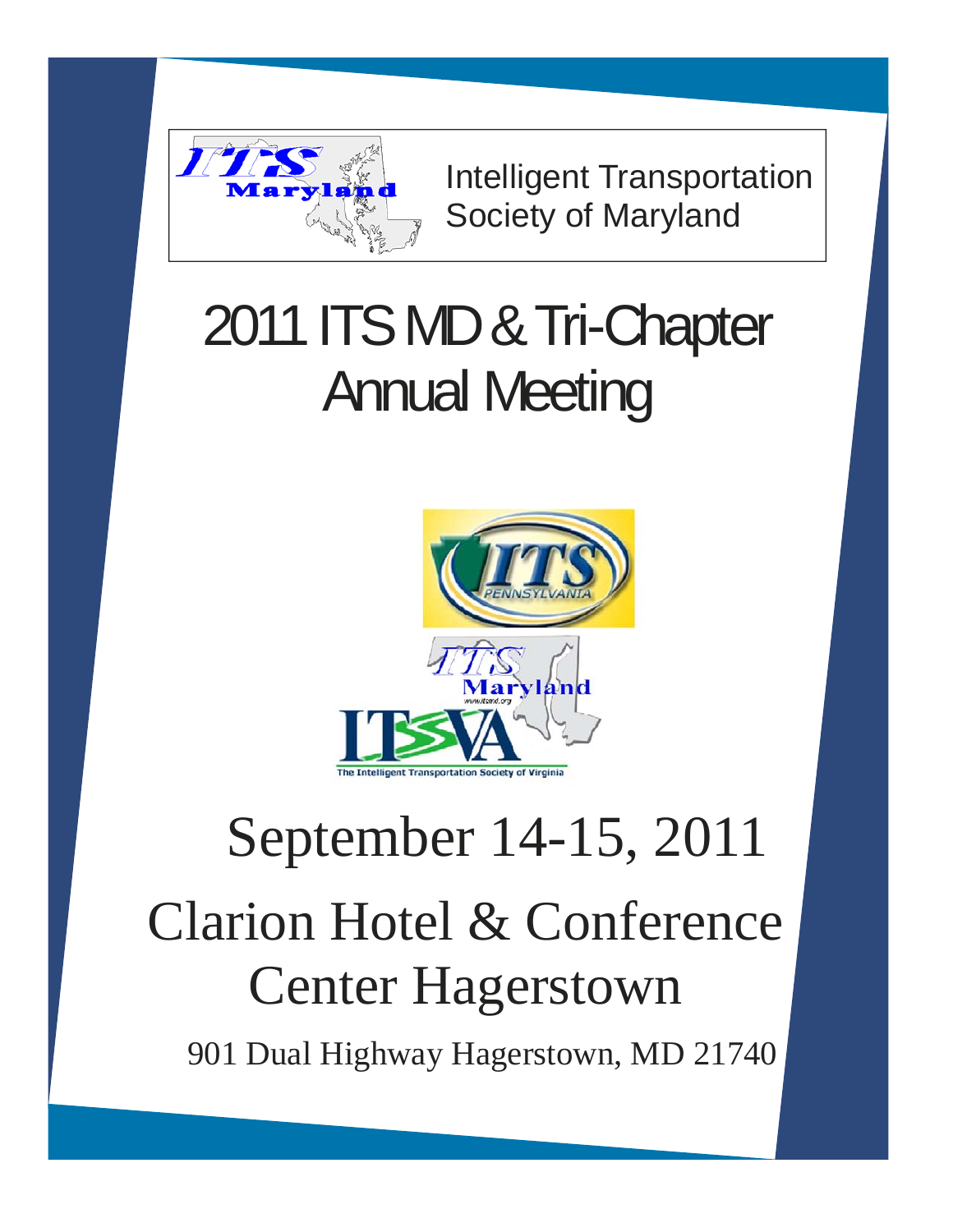Intelligent Transportation Society of Maryland

# 2011 ITS MD & Tri-Chapter Annual Meeting

## September 14-15, 2011

## Clarion Hotel & Conference Center Hagerstown

901 Dual Highway Hagerstown, MD 21740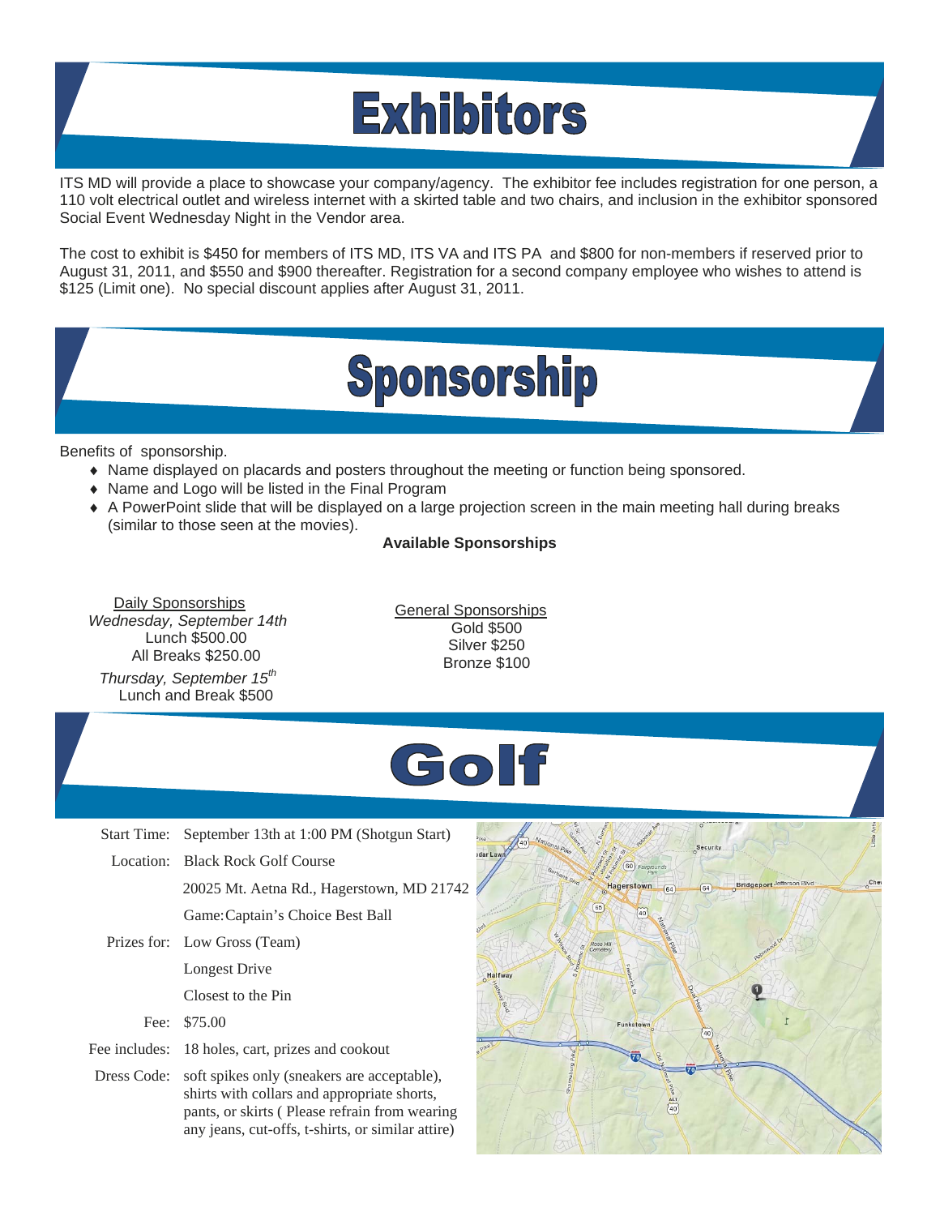# Exhibitors

ITS MD will provide a place to showcase your company/agency. The exhibitor fee includes registration for one person, a 110 volt electrical outlet and wireless internet with a skirted table and two chairs, and inclusion in the exhibitor sponsored Social Event Wednesday Night in the Vendor area.

The cost to exhibit is $450 for members of ITS MD, ITS VA and ITS PA and $800 for non-members if reserved prior to August 31, 2011, and $550 and $900 thereafter. Registration for a second company employee who wishes to attend is $125 (Limit one). No special discount applies after August 31, 2011.

# Sponsorship

Benefits of sponsorship.

- Name displayed on placards and posters throughout the meeting or function being sponsored.
- Name and Logo will be listed in the Final Program
- A PowerPoint slide that will be displayed on a large projection screen in the main meeting hall during breaks (similar to those seen at the movies).

**Available Sponsorships**

Daily Sponsorships

*Wednesday, September 14th*

Lunch $500.00

All Breaks $250.00

*Thursday, September 15th*

Lunch and Break $500

General Sponsorships

Gold $500

Silver $250

Bronze $100

# Golf

| | |
|---|---|
| Start Time: | September 13th at 1:00 PM (Shotgun Start) |
| Location: | Black Rock Golf Course |
| | 20025 Mt. Aetna Rd., Hagerstown, MD 21742 |
| | Game: Captain's Choice Best Ball |
| Prizes for: | Low Gross (Team) |
| | Longest Drive |
| | Closest to the Pin |
| Fee: | $75.00 |
| Fee includes: | 18 holes, cart, prizes and cookout |
| Dress Code: | soft spikes only (sneakers are acceptable), shirts with collars and appropriate shorts, pants, or skirts ( Please refrain from wearing any jeans, cut-offs, t-shirts, or similar attire) |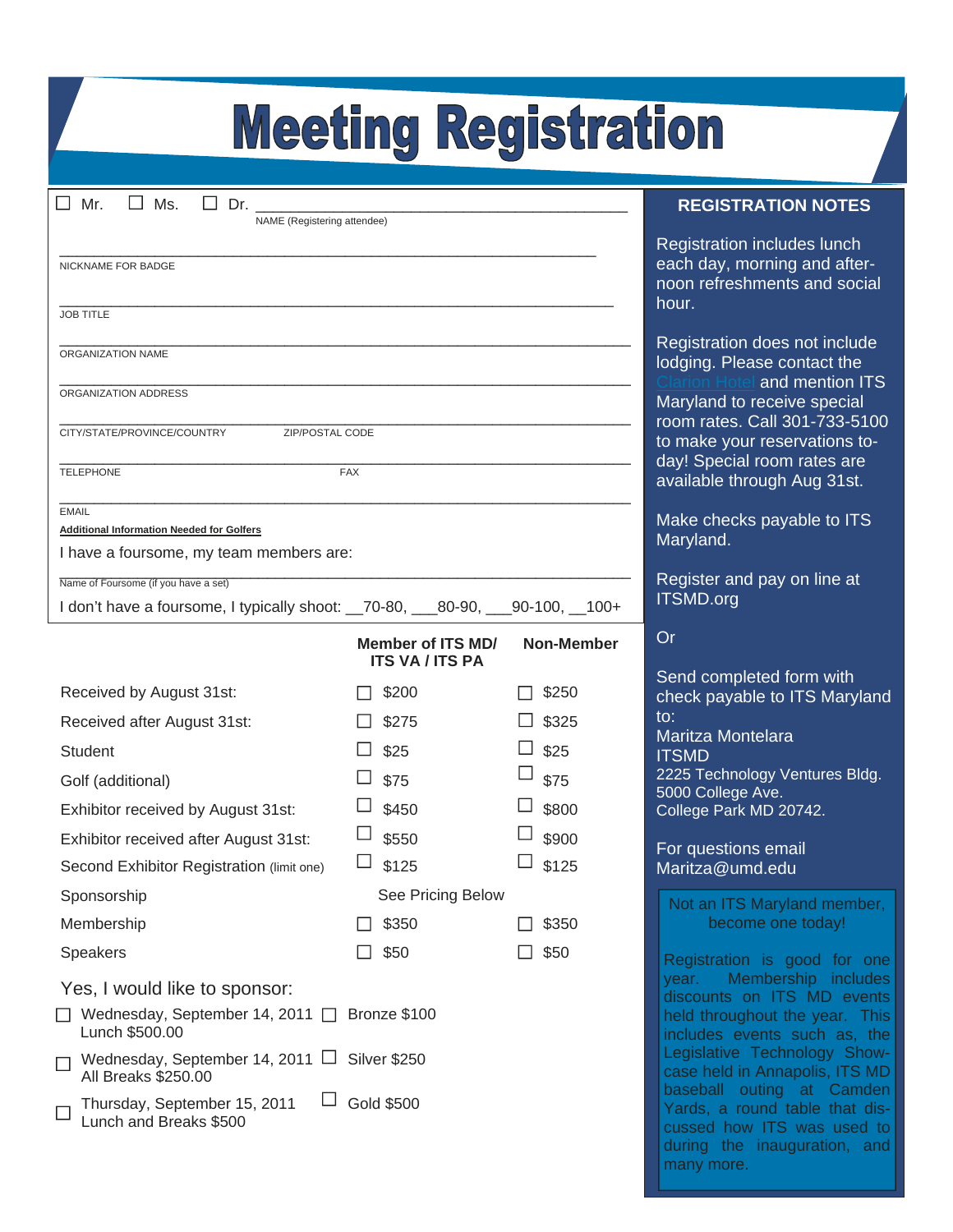# Meeting Registration

☐ Mr. ☐ Ms. ☐ Dr. ____________________________________________
NAME (Registering attendee)

____________________________________________
NICKNAME FOR BADGE

____________________________________________
JOB TITLE

____________________________________________
ORGANIZATION NAME

____________________________________________
ORGANIZATION ADDRESS

____________________________________________
CITY/STATE/PROVINCE/COUNTRY ZIP/POSTAL CODE

____________________________________________
TELEPHONE FAX

____________________________________________
EMAIL

**Additional Information Needed for Golfers**

I have a foursome, my team members are:

____________________________________________
Name of Foursome (if you have a set)

I don't have a foursome, I typically shoot: __70-80, ___80-90, ___90-100, __100+

| | Member of ITS MD/ ITS VA / ITS PA | Non-Member |
|---|---|---|
| Received by August 31st: | ☐ $200 | ☐ $250 |
| Received after August 31st: | ☐ $275 | ☐ $325 |
| Student | ☐ $25 | ☐ $25 |
| Golf (additional) | ☐ $75 | ☐ $75 |
| Exhibitor received by August 31st: | ☐ $450 | ☐ $800 |
| Exhibitor received after August 31st: | ☐ $550 | ☐ $900 |
| Second Exhibitor Registration (limit one) | ☐ $125 | ☐ $125 |
| Sponsorship | See Pricing Below | |
| Membership | ☐ $350 | ☐ $350 |
| Speakers | ☐ $50 | ☐ $50 |

Yes, I would like to sponsor:

- ☐ Wednesday, September 14, 2011 Lunch $500.00 — ☐ Bronze $100
- ☐ Wednesday, September 14, 2011 All Breaks $250.00 — ☐ Silver $250
- ☐ Thursday, September 15, 2011 Lunch and Breaks $500 — ☐ Gold $500

## REGISTRATION NOTES

Registration includes lunch each day, morning and afternoon refreshments and social hour.

Registration does not include lodging. Please contact the Clarion Hotel and mention ITS Maryland to receive special room rates. Call 301-733-5100 to make your reservations today! Special room rates are available through Aug 31st.

Make checks payable to ITS Maryland.

Register and pay on line at ITSMD.org

Or

Send completed form with check payable to ITS Maryland to:
Maritza Montelara
ITSMD
2225 Technology Ventures Bldg.
5000 College Ave.
College Park MD 20742.

For questions email Maritza@umd.edu

Not an ITS Maryland member, become one today!

Registration is good for one year. Membership includes discounts on ITS MD events held throughout the year. This includes events such as, the Legislative Technology Showcase held in Annapolis, ITS MD baseball outing at Camden Yards, a round table that discussed how ITS was used to during the inauguration, and many more.